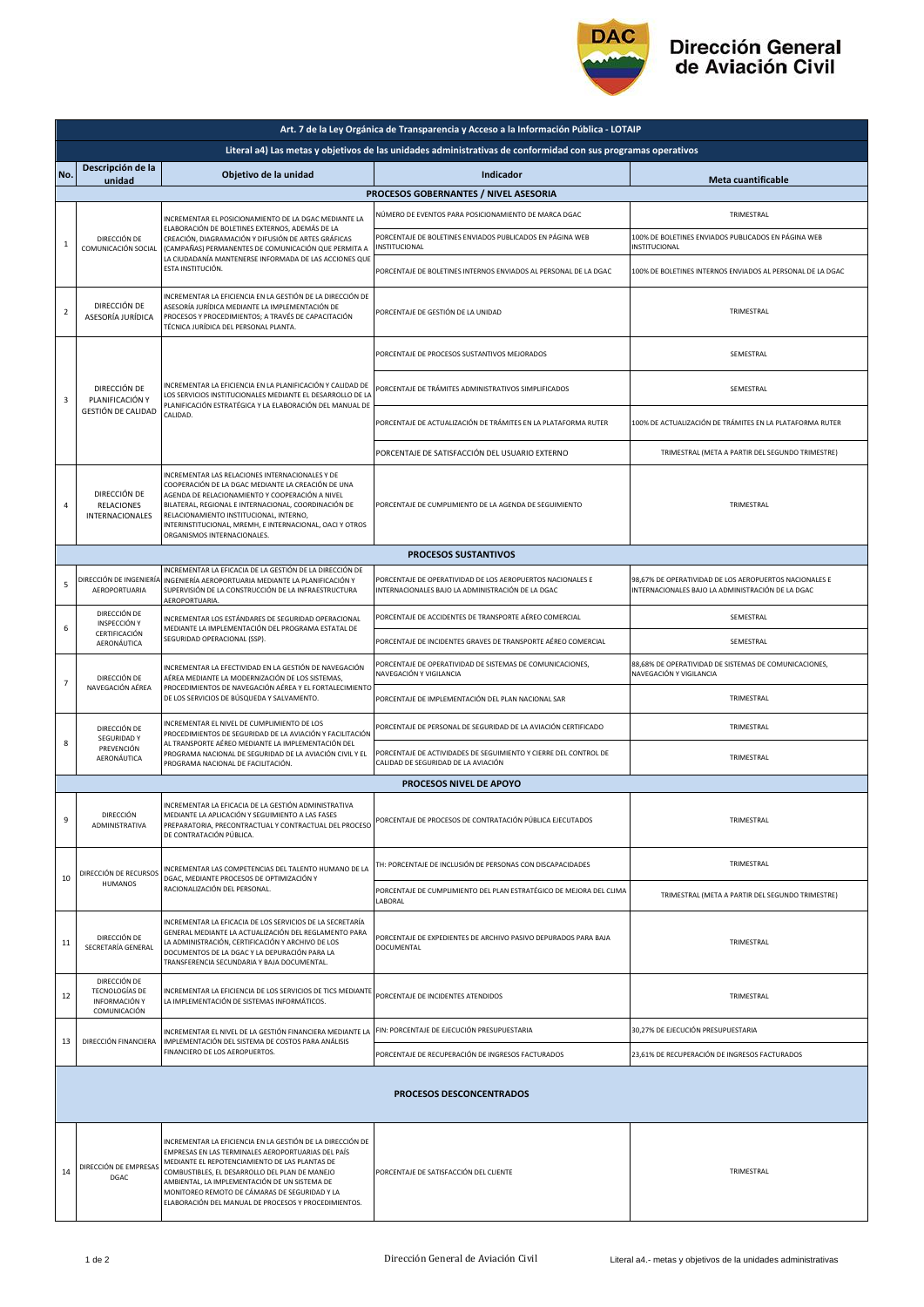# Dirección General de Aviación Civil

| No. | Descripción de la unidad | Objetivo de la unidad | Indicador | Meta cuantificable |
|---|---|---|---|---|
| **Art. 7 de la Ley Orgánica de Transparencia y Acceso a la Información Pública - LOTAIP** | | | | |
| **Literal a4) Las metas y objetivos de las unidades administrativas de conformidad con sus programas operativos** | | | | |
| **PROCESOS GOBERNANTES / NIVEL ASESORIA** | | | | |
| 1 | DIRECCIÓN DE COMUNICACIÓN SOCIAL | INCREMENTAR EL POSICIONAMIENTO DE LA DGAC MEDIANTE LA ELABORACIÓN DE BOLETINES EXTERNOS, ADEMÁS DE LA CREACIÓN, DIAGRAMACIÓN Y DIFUSIÓN DE ARTES GRÁFICAS (CAMPAÑAS) PERMANENTES DE COMUNICACIÓN QUE PERMITA A LA CIUDADANÍA MANTENERSE INFORMADA DE LAS ACCIONES QUE ESTA INSTITUCIÓN. | NÚMERO DE EVENTOS PARA POSICIONAMIENTO DE MARCA DGAC | TRIMESTRAL |
| | | | PORCENTAJE DE BOLETINES ENVIADOS PUBLICADOS EN PÁGINA WEB INSTITUCIONAL | 100% DE BOLETINES ENVIADOS PUBLICADOS EN PÁGINA WEB INSTITUCIONAL |
| | | | PORCENTAJE DE BOLETINES INTERNOS ENVIADOS AL PERSONAL DE LA DGAC | 100% DE BOLETINES INTERNOS ENVIADOS AL PERSONAL DE LA DGAC |
| 2 | DIRECCIÓN DE ASESORÍA JURÍDICA | INCREMENTAR LA EFICIENCIA EN LA GESTIÓN DE LA DIRECCIÓN DE ASESORÍA JURÍDICA MEDIANTE LA IMPLEMENTACIÓN DE PROCESOS Y PROCEDIMIENTOS; A TRAVÉS DE CAPACITACIÓN TÉCNICA JURÍDICA DEL PERSONAL PLANTA. | PORCENTAJE DE GESTIÓN DE LA UNIDAD | TRIMESTRAL |
| 3 | DIRECCIÓN DE PLANIFICACIÓN Y GESTIÓN DE CALIDAD | INCREMENTAR LA EFICIENCIA EN LA PLANIFICACIÓN Y CALIDAD DE LOS SERVICIOS INSTITUCIONALES MEDIANTE EL DESARROLLO DE LA PLANIFICACIÓN ESTRATÉGICA Y LA ELABORACIÓN DEL MANUAL DE CALIDAD. | PORCENTAJE DE PROCESOS SUSTANTIVOS MEJORADOS | SEMESTRAL |
| | | | PORCENTAJE DE TRÁMITES ADMINISTRATIVOS SIMPLIFICADOS | SEMESTRAL |
| | | | PORCENTAJE DE ACTUALIZACIÓN DE TRÁMITES EN LA PLATAFORMA RUTER | 100% DE ACTUALIZACIÓN DE TRÁMITES EN LA PLATAFORMA RUTER |
| | | | PORCENTAJE DE SATISFACCIÓN DEL USUARIO EXTERNO | TRIMESTRAL (META A PARTIR DEL SEGUNDO TRIMESTRE) |
| 4 | DIRECCIÓN DE RELACIONES INTERNACIONALES | INCREMENTAR LAS RELACIONES INTERNACIONALES Y DE COOPERACIÓN DE LA DGAC MEDIANTE LA CREACIÓN DE UNA AGENDA DE RELACIONAMIENTO Y COOPERACIÓN A NIVEL BILATERAL, REGIONAL E INTERNACIONAL, COORDINACIÓN DE RELACIONAMIENTO INSTITUCIONAL, INTERNO, INTERINSTITUCIONAL, MREMH, E INTERNACIONAL, OACI Y OTROS ORGANISMOS INTERNACIONALES. | PORCENTAJE DE CUMPLIMIENTO DE LA AGENDA DE SEGUIMIENTO | TRIMESTRAL |
| **PROCESOS SUSTANTIVOS** | | | | |
| 5 | DIRECCIÓN DE INGENIERÍA AEROPORTUARIA | INCREMENTAR LA EFICACIA DE LA GESTIÓN DE LA DIRECCIÓN DE INGENIERÍA AEROPORTUARIA MEDIANTE LA PLANIFICACIÓN Y SUPERVISIÓN DE LA CONSTRUCCIÓN DE LA INFRAESTRUCTURA AEROPORTUARIA. | PORCENTAJE DE OPERATIVIDAD DE LOS AEROPUERTOS NACIONALES E INTERNACIONALES BAJO LA ADMINISTRACIÓN DE LA DGAC | 98,67% DE OPERATIVIDAD DE LOS AEROPUERTOS NACIONALES E INTERNACIONALES BAJO LA ADMINISTRACIÓN DE LA DGAC |
| 6 | DIRECCIÓN DE INSPECCIÓN Y CERTIFICACIÓN AERONÁUTICA | INCREMENTAR LOS ESTÁNDARES DE SEGURIDAD OPERACIONAL MEDIANTE LA IMPLEMENTACIÓN DEL PROGRAMA ESTATAL DE SEGURIDAD OPERACIONAL (SSP). | PORCENTAJE DE ACCIDENTES DE TRANSPORTE AÉREO COMERCIAL | SEMESTRAL |
| | | | PORCENTAJE DE INCIDENTES GRAVES DE TRANSPORTE AÉREO COMERCIAL | SEMESTRAL |
| 7 | DIRECCIÓN DE NAVEGACIÓN AÉREA | INCREMENTAR LA EFECTIVIDAD EN LA GESTIÓN DE NAVEGACIÓN AÉREA MEDIANTE LA MODERNIZACIÓN DE LOS SISTEMAS, PROCEDIMIENTOS DE NAVEGACIÓN AÉREA Y EL FORTALECIMIENTO DE LOS SERVICIOS DE BÚSQUEDA Y SALVAMENTO. | PORCENTAJE DE OPERATIVIDAD DE SISTEMAS DE COMUNICACIONES, NAVEGACIÓN Y VIGILANCIA | 88,68% DE OPERATIVIDAD DE SISTEMAS DE COMUNICACIONES, NAVEGACIÓN Y VIGILANCIA |
| | | | PORCENTAJE DE IMPLEMENTACIÓN DEL PLAN NACIONAL SAR | TRIMESTRAL |
| 8 | DIRECCIÓN DE SEGURIDAD Y PREVENCIÓN AERONÁUTICA | INCREMENTAR EL NIVEL DE CUMPLIMIENTO DE LOS PROCEDIMIENTOS DE SEGURIDAD DE LA AVIACIÓN Y FACILITACIÓN AL TRANSPORTE AÉREO MEDIANTE LA IMPLEMENTACIÓN DEL PROGRAMA NACIONAL DE SEGURIDAD DE LA AVIACIÓN CIVIL Y EL PROGRAMA NACIONAL DE FACILITACIÓN. | PORCENTAJE DE PERSONAL DE SEGURIDAD DE LA AVIACIÓN CERTIFICADO | TRIMESTRAL |
| | | | PORCENTAJE DE ACTIVIDADES DE SEGUIMIENTO Y CIERRE DEL CONTROL DE CALIDAD DE SEGURIDAD DE LA AVIACIÓN | TRIMESTRAL |
| **PROCESOS NIVEL DE APOYO** | | | | |
| 9 | DIRECCIÓN ADMINISTRATIVA | INCREMENTAR LA EFICACIA DE LA GESTIÓN ADMINISTRATIVA MEDIANTE LA APLICACIÓN Y SEGUIMIENTO A LAS FASES PREPARATORIA, PRECONTRACTUAL Y CONTRACTUAL DEL PROCESO DE CONTRATACIÓN PÚBLICA. | PORCENTAJE DE PROCESOS DE CONTRATACIÓN PÚBLICA EJECUTADOS | TRIMESTRAL |
| 10 | DIRECCIÓN DE RECURSOS HUMANOS | INCREMENTAR LAS COMPETENCIAS DEL TALENTO HUMANO DE LA DGAC, MEDIANTE PROCESOS DE OPTIMIZACIÓN Y RACIONALIZACIÓN DEL PERSONAL. | TH: PORCENTAJE DE INCLUSIÓN DE PERSONAS CON DISCAPACIDADES | TRIMESTRAL |
| | | | PORCENTAJE DE CUMPLIMIENTO DEL PLAN ESTRATÉGICO DE MEJORA DEL CLIMA LABORAL | TRIMESTRAL (META A PARTIR DEL SEGUNDO TRIMESTRE) |
| 11 | DIRECCIÓN DE SECRETARÍA GENERAL | INCREMENTAR LA EFICACIA DE LOS SERVICIOS DE LA SECRETARÍA GENERAL MEDIANTE LA ACTUALIZACIÓN DEL REGLAMENTO PARA LA ADMINISTRACIÓN, CERTIFICACIÓN Y ARCHIVO DE LOS DOCUMENTOS DE LA DGAC Y LA DEPURACIÓN PARA LA TRANSFERENCIA SECUNDARIA Y BAJA DOCUMENTAL. | PORCENTAJE DE EXPEDIENTES DE ARCHIVO PASIVO DEPURADOS PARA BAJA DOCUMENTAL | TRIMESTRAL |
| 12 | DIRECCIÓN DE TECNOLOGÍAS DE INFORMACIÓN Y COMUNICACIÓN | INCREMENTAR LA EFICIENCIA DE LOS SERVICIOS DE TICS MEDIANTE LA IMPLEMENTACIÓN DE SISTEMAS INFORMÁTICOS. | PORCENTAJE DE INCIDENTES ATENDIDOS | TRIMESTRAL |
| 13 | DIRECCIÓN FINANCIERA | INCREMENTAR EL NIVEL DE LA GESTIÓN FINANCIERA MEDIANTE LA IMPLEMENTACIÓN DEL SISTEMA DE COSTOS PARA ANÁLISIS FINANCIERO DE LOS AEROPUERTOS. | FIN: PORCENTAJE DE EJECUCIÓN PRESUPUESTARIA | 30,27% DE EJECUCIÓN PRESUPUESTARIA |
| | | | PORCENTAJE DE RECUPERACIÓN DE INGRESOS FACTURADOS | 23,61% DE RECUPERACIÓN DE INGRESOS FACTURADOS |
| **PROCESOS DESCONCENTRADOS** | | | | |
| 14 | DIRECCIÓN DE EMPRESAS DGAC | INCREMENTAR LA EFICIENCIA EN LA GESTIÓN DE LA DIRECCIÓN DE EMPRESAS EN LAS TERMINALES AEROPORTUARIAS DEL PAÍS MEDIANTE EL REPOTENCIAMIENTO DE LAS PLANTAS DE COMBUSTIBLES, EL DESARROLLO DEL PLAN DE MANEJO AMBIENTAL, LA IMPLEMENTACIÓN DE UN SISTEMA DE MONITOREO REMOTO DE CÁMARAS DE SEGURIDAD Y LA ELABORACIÓN DEL MANUAL DE PROCESOS Y PROCEDIMIENTOS. | PORCENTAJE DE SATISFACCIÓN DEL CLIENTE | TRIMESTRAL |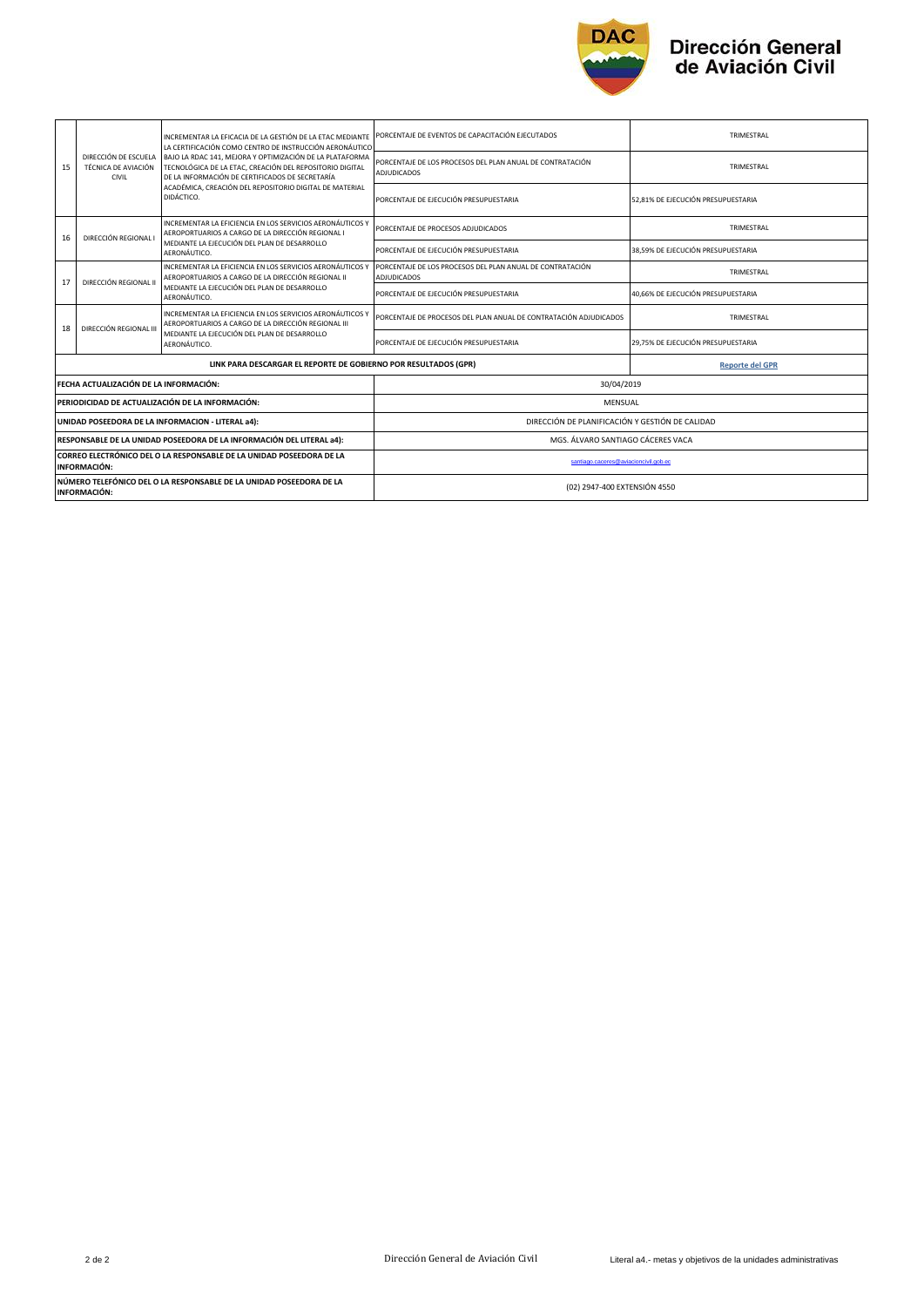| | | | | |
|---|---|---|---|---|
| 15 | DIRECCIÓN DE ESCUELA TÉCNICA DE AVIACIÓN CIVIL | INCREMENTAR LA EFICACIA DE LA GESTIÓN DE LA ETAC MEDIANTE LA CERTIFICACIÓN COMO CENTRO DE INSTRUCCIÓN AERONÁUTICO BAJO LA RDAC 141, MEJORA Y OPTIMIZACIÓN DE LA PLATAFORMA TECNOLÓGICA DE LA ETAC, CREACIÓN DEL REPOSITORIO DIGITAL DE LA INFORMACIÓN DE CERTIFICADOS DE SECRETARÍA ACADÉMICA, CREACIÓN DEL REPOSITORIO DIGITAL DE MATERIAL DIDÁCTICO. | PORCENTAJE DE EVENTOS DE CAPACITACIÓN EJECUTADOS | TRIMESTRAL |
| | | | PORCENTAJE DE LOS PROCESOS DEL PLAN ANUAL DE CONTRATACIÓN ADJUDICADOS | TRIMESTRAL |
| | | | PORCENTAJE DE EJECUCIÓN PRESUPUESTARIA | 52,81% DE EJECUCIÓN PRESUPUESTARIA |
| 16 | DIRECCIÓN REGIONAL I | INCREMENTAR LA EFICIENCIA EN LOS SERVICIOS AERONÁUTICOS Y AEROPORTUARIOS A CARGO DE LA DIRECCIÓN REGIONAL I MEDIANTE LA EJECUCIÓN DEL PLAN DE DESARROLLO AERONÁUTICO. | PORCENTAJE DE PROCESOS ADJUDICADOS | TRIMESTRAL |
| | | | PORCENTAJE DE EJECUCIÓN PRESUPUESTARIA | 38,59% DE EJECUCIÓN PRESUPUESTARIA |
| 17 | DIRECCIÓN REGIONAL II | INCREMENTAR LA EFICIENCIA EN LOS SERVICIOS AERONÁUTICOS Y AEROPORTUARIOS A CARGO DE LA DIRECCIÓN REGIONAL II MEDIANTE LA EJECUCIÓN DEL PLAN DE DESARROLLO AERONÁUTICO. | PORCENTAJE DE LOS PROCESOS DEL PLAN ANUAL DE CONTRATACIÓN ADJUDICADOS | TRIMESTRAL |
| | | | PORCENTAJE DE EJECUCIÓN PRESUPUESTARIA | 40,66% DE EJECUCIÓN PRESUPUESTARIA |
| 18 | DIRECCIÓN REGIONAL III | INCREMENTAR LA EFICIENCIA EN LOS SERVICIOS AERONÁUTICOS Y AEROPORTUARIOS A CARGO DE LA DIRECCIÓN REGIONAL III MEDIANTE LA EJECUCIÓN DEL PLAN DE DESARROLLO AERONÁUTICO. | PORCENTAJE DE PROCESOS DEL PLAN ANUAL DE CONTRATACIÓN ADJUDICADOS | TRIMESTRAL |
| | | | PORCENTAJE DE EJECUCIÓN PRESUPUESTARIA | 29,75% DE EJECUCIÓN PRESUPUESTARIA |
| **LINK PARA DESCARGAR EL REPORTE DE GOBIERNO POR RESULTADOS (GPR)** | | | | **Reporte del GPR** |
| **FECHA ACTUALIZACIÓN DE LA INFORMACIÓN:** | | | 30/04/2019 | |
| **PERIODICIDAD DE ACTUALIZACIÓN DE LA INFORMACIÓN:** | | | MENSUAL | |
| **UNIDAD POSEEDORA DE LA INFORMACION - LITERAL a4):** | | | DIRECCIÓN DE PLANIFICACIÓN Y GESTIÓN DE CALIDAD | |
| **RESPONSABLE DE LA UNIDAD POSEEDORA DE LA INFORMACIÓN DEL LITERAL a4):** | | | MGS. ÁLVARO SANTIAGO CÁCERES VACA | |
| **CORREO ELECTRÓNICO DEL O LA RESPONSABLE DE LA UNIDAD POSEEDORA DE LA INFORMACIÓN:** | | | santiago.caceres@aviacioncivil.gob.ec | |
| **NÚMERO TELEFÓNICO DEL O LA RESPONSABLE DE LA UNIDAD POSEEDORA DE LA INFORMACIÓN:** | | | (02) 2947-400 EXTENSIÓN 4550 | |